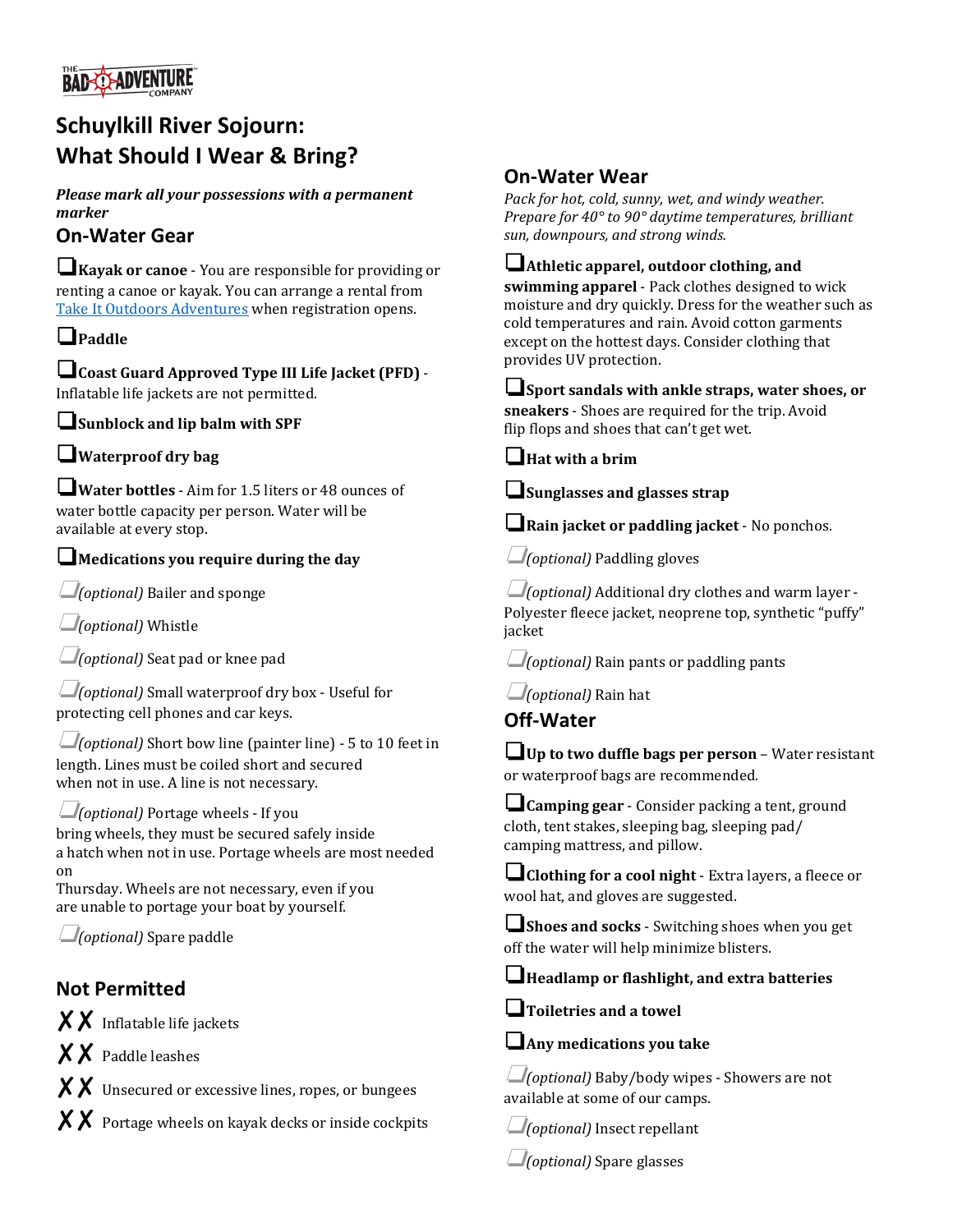# Schuylkill River Sojourn: What Should I Wear & Bring?

***Please mark all your possessions with a permanent marker***

## On-Water Gear

- ❑ **Kayak or canoe** - You are responsible for providing or renting a canoe or kayak. You can arrange a rental from [Take It Outdoors Adventures](#) when registration opens.
- ❑ **Paddle**
- ❑ **Coast Guard Approved Type III Life Jacket (PFD)** - Inflatable life jackets are not permitted.
- ❑ **Sunblock and lip balm with SPF**
- ❑ **Waterproof dry bag**
- ❑ **Water bottles** - Aim for 1.5 liters or 48 ounces of water bottle capacity per person. Water will be available at every stop.
- ❑ **Medications you require during the day**
- ❑ *(optional)* Bailer and sponge
- ❑ *(optional)* Whistle
- ❑ *(optional)* Seat pad or knee pad
- ❑ *(optional)* Small waterproof dry box - Useful for protecting cell phones and car keys.
- ❑ *(optional)* Short bow line (painter line) - 5 to 10 feet in length. Lines must be coiled short and secured when not in use. A line is not necessary.
- ❑ *(optional)* Portage wheels - If you bring wheels, they must be secured safely inside a hatch when not in use. Portage wheels are most needed on Thursday. Wheels are not necessary, even if you are unable to portage your boat by yourself.
- ❑ *(optional)* Spare paddle

## Not Permitted

- ✗✗ Inflatable life jackets
- ✗✗ Paddle leashes
- ✗✗ Unsecured or excessive lines, ropes, or bungees
- ✗✗ Portage wheels on kayak decks or inside cockpits

## On-Water Wear

*Pack for hot, cold, sunny, wet, and windy weather. Prepare for 40° to 90° daytime temperatures, brilliant sun, downpours, and strong winds.*

- ❑ **Athletic apparel, outdoor clothing, and swimming apparel** - Pack clothes designed to wick moisture and dry quickly. Dress for the weather such as cold temperatures and rain. Avoid cotton garments except on the hottest days. Consider clothing that provides UV protection.
- ❑ **Sport sandals with ankle straps, water shoes, or sneakers** - Shoes are required for the trip. Avoid flip flops and shoes that can't get wet.
- ❑ **Hat with a brim**
- ❑ **Sunglasses and glasses strap**
- ❑ **Rain jacket or paddling jacket** - No ponchos.
- ❑ *(optional)* Paddling gloves
- ❑ *(optional)* Additional dry clothes and warm layer - Polyester fleece jacket, neoprene top, synthetic "puffy" jacket
- ❑ *(optional)* Rain pants or paddling pants
- ❑ *(optional)* Rain hat

## Off-Water

- ❑ **Up to two duffle bags per person** – Water resistant or waterproof bags are recommended.
- ❑ **Camping gear** - Consider packing a tent, ground cloth, tent stakes, sleeping bag, sleeping pad/ camping mattress, and pillow.
- ❑ **Clothing for a cool night** - Extra layers, a fleece or wool hat, and gloves are suggested.
- ❑ **Shoes and socks** - Switching shoes when you get off the water will help minimize blisters.
- ❑ **Headlamp or flashlight, and extra batteries**
- ❑ **Toiletries and a towel**
- ❑ **Any medications you take**
- ❑ *(optional)* Baby/body wipes - Showers are not available at some of our camps.
- ❑ *(optional)* Insect repellant
- ❑ *(optional)* Spare glasses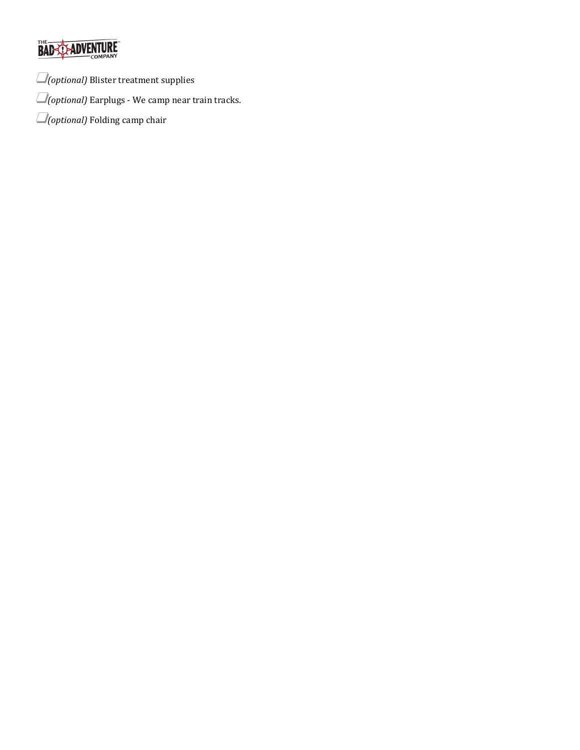- [ ] *(optional)* Blister treatment supplies
- [ ] *(optional)* Earplugs - We camp near train tracks.
- [ ] *(optional)* Folding camp chair